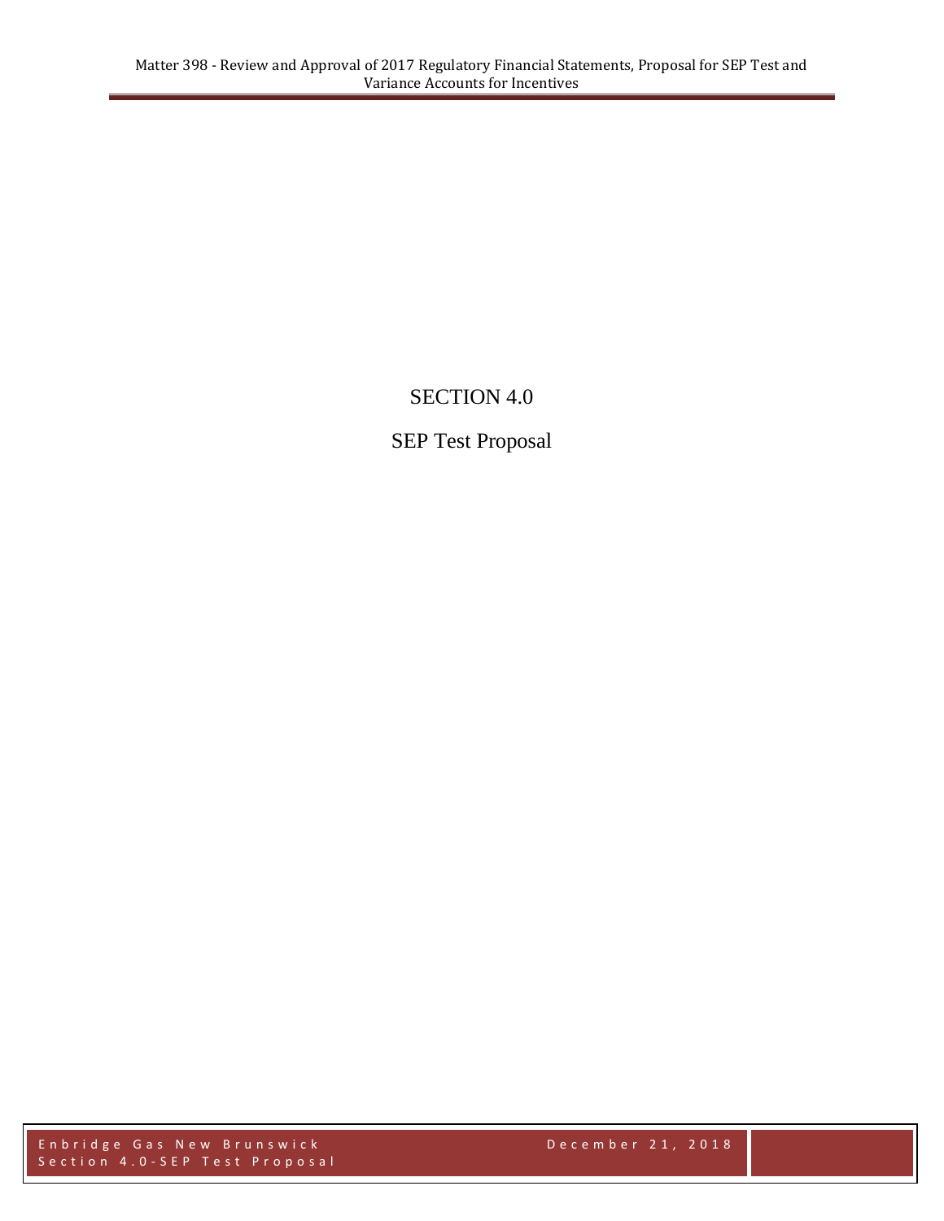# SECTION 4.0

## SEP Test Proposal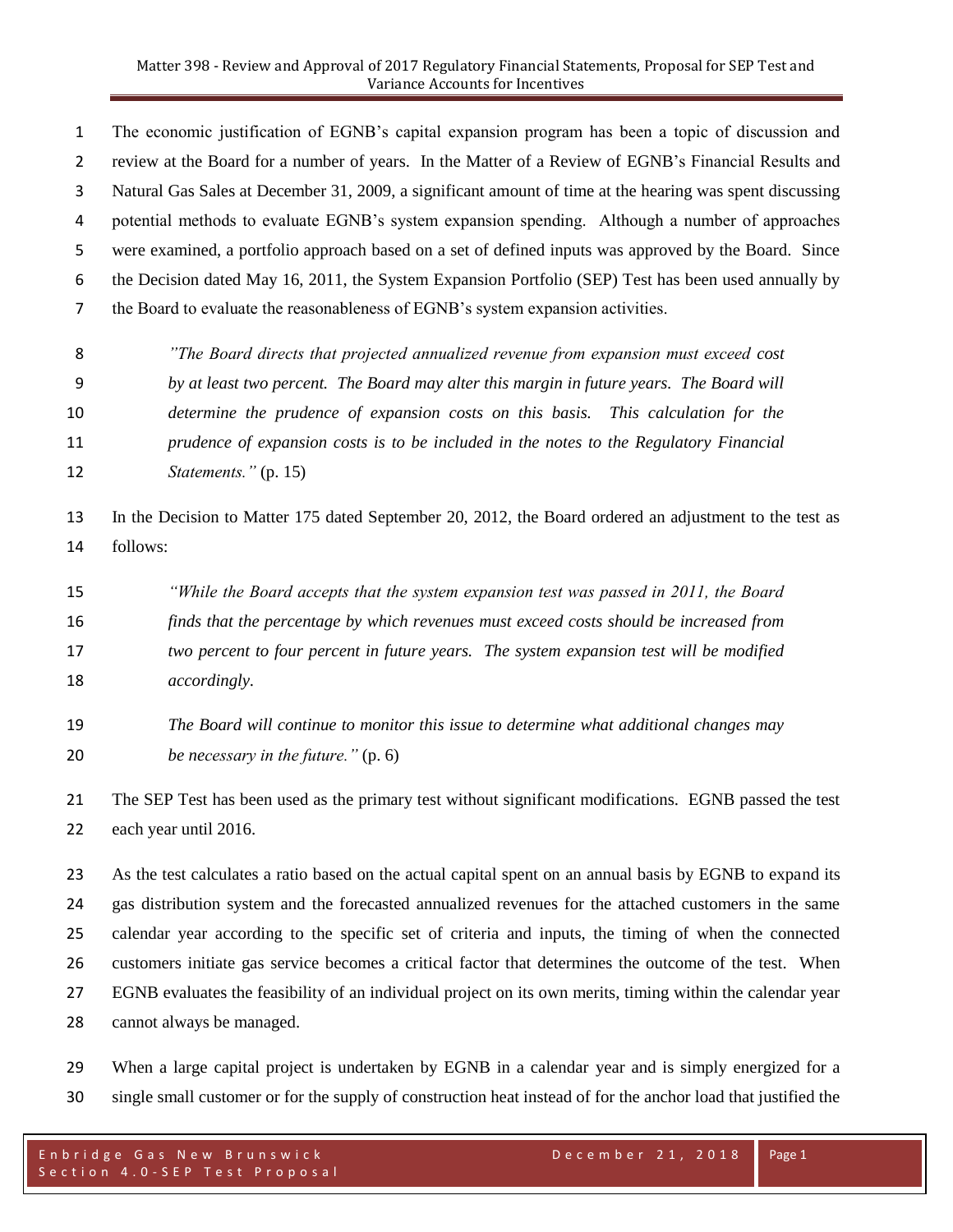The economic justification of EGNB's capital expansion program has been a topic of discussion and review at the Board for a number of years. In the Matter of a Review of EGNB's Financial Results and Natural Gas Sales at December 31, 2009, a significant amount of time at the hearing was spent discussing potential methods to evaluate EGNB's system expansion spending. Although a number of approaches were examined, a portfolio approach based on a set of defined inputs was approved by the Board. Since the Decision dated May 16, 2011, the System Expansion Portfolio (SEP) Test has been used annually by the Board to evaluate the reasonableness of EGNB's system expansion activities.

> *"The Board directs that projected annualized revenue from expansion must exceed cost by at least two percent. The Board may alter this margin in future years. The Board will determine the prudence of expansion costs on this basis. This calculation for the prudence of expansion costs is to be included in the notes to the Regulatory Financial Statements."* (p. 15)

In the Decision to Matter 175 dated September 20, 2012, the Board ordered an adjustment to the test as follows:

> *"While the Board accepts that the system expansion test was passed in 2011, the Board finds that the percentage by which revenues must exceed costs should be increased from two percent to four percent in future years. The system expansion test will be modified accordingly.*
>
> *The Board will continue to monitor this issue to determine what additional changes may be necessary in the future."* (p. 6)

The SEP Test has been used as the primary test without significant modifications. EGNB passed the test each year until 2016.

As the test calculates a ratio based on the actual capital spent on an annual basis by EGNB to expand its gas distribution system and the forecasted annualized revenues for the attached customers in the same calendar year according to the specific set of criteria and inputs, the timing of when the connected customers initiate gas service becomes a critical factor that determines the outcome of the test. When EGNB evaluates the feasibility of an individual project on its own merits, timing within the calendar year cannot always be managed.

When a large capital project is undertaken by EGNB in a calendar year and is simply energized for a single small customer or for the supply of construction heat instead of for the anchor load that justified the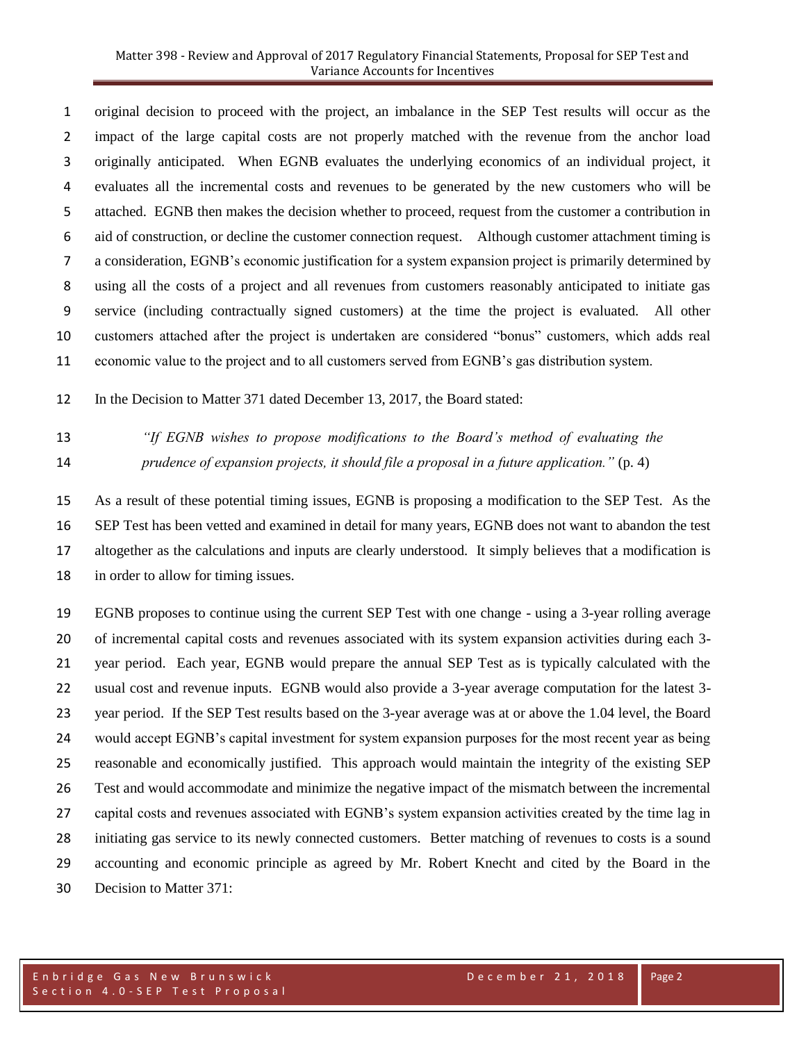original decision to proceed with the project, an imbalance in the SEP Test results will occur as the impact of the large capital costs are not properly matched with the revenue from the anchor load originally anticipated. When EGNB evaluates the underlying economics of an individual project, it evaluates all the incremental costs and revenues to be generated by the new customers who will be attached. EGNB then makes the decision whether to proceed, request from the customer a contribution in aid of construction, or decline the customer connection request. Although customer attachment timing is a consideration, EGNB's economic justification for a system expansion project is primarily determined by using all the costs of a project and all revenues from customers reasonably anticipated to initiate gas service (including contractually signed customers) at the time the project is evaluated. All other customers attached after the project is undertaken are considered "bonus" customers, which adds real economic value to the project and to all customers served from EGNB's gas distribution system.

In the Decision to Matter 371 dated December 13, 2017, the Board stated:

> *"If EGNB wishes to propose modifications to the Board's method of evaluating the prudence of expansion projects, it should file a proposal in a future application."* (p. 4)

As a result of these potential timing issues, EGNB is proposing a modification to the SEP Test. As the SEP Test has been vetted and examined in detail for many years, EGNB does not want to abandon the test altogether as the calculations and inputs are clearly understood. It simply believes that a modification is in order to allow for timing issues.

EGNB proposes to continue using the current SEP Test with one change - using a 3-year rolling average of incremental capital costs and revenues associated with its system expansion activities during each 3-year period. Each year, EGNB would prepare the annual SEP Test as is typically calculated with the usual cost and revenue inputs. EGNB would also provide a 3-year average computation for the latest 3-year period. If the SEP Test results based on the 3-year average was at or above the 1.04 level, the Board would accept EGNB's capital investment for system expansion purposes for the most recent year as being reasonable and economically justified. This approach would maintain the integrity of the existing SEP Test and would accommodate and minimize the negative impact of the mismatch between the incremental capital costs and revenues associated with EGNB's system expansion activities created by the time lag in initiating gas service to its newly connected customers. Better matching of revenues to costs is a sound accounting and economic principle as agreed by Mr. Robert Knecht and cited by the Board in the Decision to Matter 371: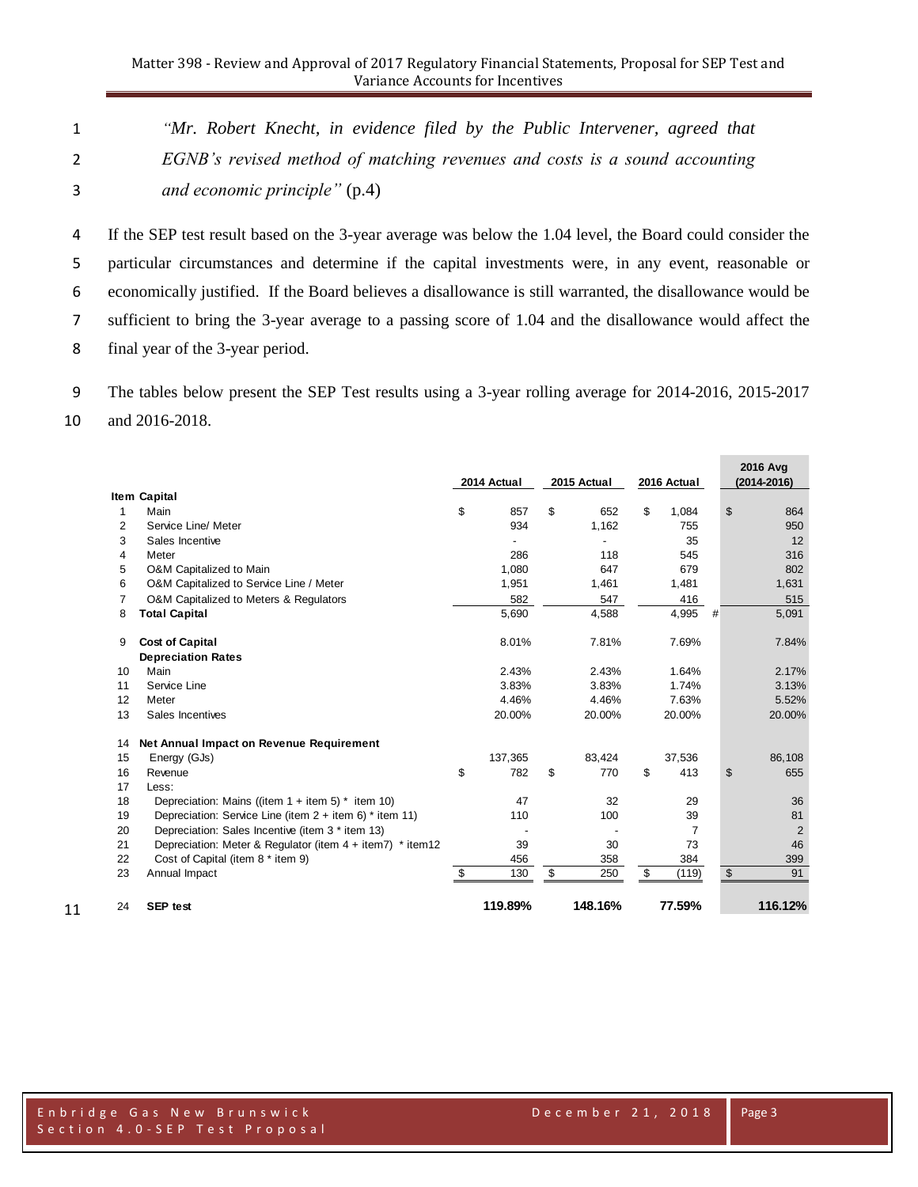*"Mr. Robert Knecht, in evidence filed by the Public Intervener, agreed that EGNB's revised method of matching revenues and costs is a sound accounting and economic principle"* (p.4)

If the SEP test result based on the 3-year average was below the 1.04 level, the Board could consider the particular circumstances and determine if the capital investments were, in any event, reasonable or economically justified. If the Board believes a disallowance is still warranted, the disallowance would be sufficient to bring the 3-year average to a passing score of 1.04 and the disallowance would affect the final year of the 3-year period.

The tables below present the SEP Test results using a 3-year rolling average for 2014-2016, 2015-2017 and 2016-2018.

| Item | | 2014 Actual | 2015 Actual | 2016 Actual | 2016 Avg (2014-2016) |
|---|---|---|---|---|---|
| | **Capital** | | | | |
| 1 | Main | $ 857 | $ 652 | $ 1,084 | $ 864 |
| 2 | Service Line/ Meter | 934 | 1,162 | 755 | 950 |
| 3 | Sales Incentive | - | - | 35 | 12 |
| 4 | Meter | 286 | 118 | 545 | 316 |
| 5 | O&M Capitalized to Main | 1,080 | 647 | 679 | 802 |
| 6 | O&M Capitalized to Service Line / Meter | 1,951 | 1,461 | 1,481 | 1,631 |
| 7 | O&M Capitalized to Meters & Regulators | 582 | 547 | 416 | 515 |
| 8 | **Total Capital** | 5,690 | 4,588 | 4,995 # | 5,091 |
| 9 | **Cost of Capital** | 8.01% | 7.81% | 7.69% | 7.84% |
| | **Depreciation Rates** | | | | |
| 10 | Main | 2.43% | 2.43% | 1.64% | 2.17% |
| 11 | Service Line | 3.83% | 3.83% | 1.74% | 3.13% |
| 12 | Meter | 4.46% | 4.46% | 7.63% | 5.52% |
| 13 | Sales Incentives | 20.00% | 20.00% | 20.00% | 20.00% |
| 14 | **Net Annual Impact on Revenue Requirement** | | | | |
| 15 | Energy (GJs) | 137,365 | 83,424 | 37,536 | 86,108 |
| 16 | Revenue | $ 782 | $ 770 | $ 413 | $ 655 |
| 17 | Less: | | | | |
| 18 | Depreciation: Mains ((item 1 + item 5) * item 10) | 47 | 32 | 29 | 36 |
| 19 | Depreciation: Service Line (item 2 + item 6) * item 11) | 110 | 100 | 39 | 81 |
| 20 | Depreciation: Sales Incentive (item 3 * item 13) | - | - | 7 | 2 |
| 21 | Depreciation: Meter & Regulator (item 4 + item7) * item12 | 39 | 30 | 73 | 46 |
| 22 | Cost of Capital (item 8 * item 9) | 456 | 358 | 384 | 399 |
| 23 | Annual Impact | $ 130 | $ 250 | $ (119) | $ 91 |
| 24 | **SEP test** | **119.89%** | **148.16%** | **77.59%** | **116.12%** |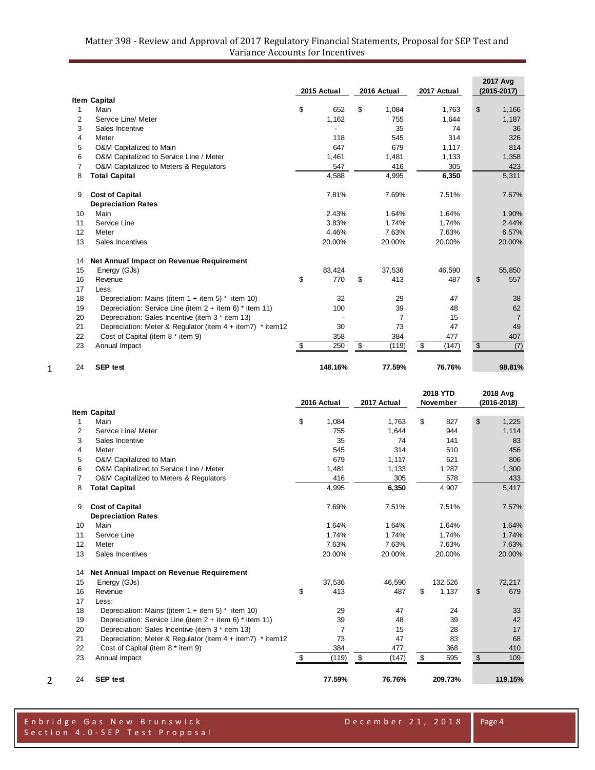| Item | Capital | 2015 Actual | 2016 Actual | 2017 Actual | 2017 Avg (2015-2017) |
|---|---|---|---|---|---|
| 1 | Main | $ 652 | $ 1,084 | 1,763 | $ 1,166 |
| 2 | Service Line/ Meter | 1,162 | 755 | 1,644 | 1,187 |
| 3 | Sales Incentive | - | 35 | 74 | 36 |
| 4 | Meter | 118 | 545 | 314 | 326 |
| 5 | O&M Capitalized to Main | 647 | 679 | 1,117 | 814 |
| 6 | O&M Capitalized to Service Line / Meter | 1,461 | 1,481 | 1,133 | 1,358 |
| 7 | O&M Capitalized to Meters & Regulators | 547 | 416 | 305 | 423 |
| 8 | **Total Capital** | 4,588 | 4,995 | **6,350** | 5,311 |
| | | | | | |
| 9 | **Cost of Capital** | 7.81% | 7.69% | 7.51% | 7.67% |
| | **Depreciation Rates** | | | | |
| 10 | Main | 2.43% | 1.64% | 1.64% | 1.90% |
| 11 | Service Line | 3.83% | 1.74% | 1.74% | 2.44% |
| 12 | Meter | 4.46% | 7.63% | 7.63% | 6.57% |
| 13 | Sales Incentives | 20.00% | 20.00% | 20.00% | 20.00% |
| | | | | | |
| 14 | **Net Annual Impact on Revenue Requirement** | | | | |
| 15 | Energy (GJs) | 83,424 | 37,536 | 46,590 | 55,850 |
| 16 | Revenue | $ 770 | $ 413 | 487 | $ 557 |
| 17 | Less: | | | | |
| 18 | Depreciation: Mains ((item 1 + item 5) * item 10) | 32 | 29 | 47 | 38 |
| 19 | Depreciation: Service Line (item 2 + item 6) * item 11) | 100 | 39 | 48 | 62 |
| 20 | Depreciation: Sales Incentive (item 3 * item 13) | - | 7 | 15 | 7 |
| 21 | Depreciation: Meter & Regulator (item 4 + item7) * item12 | 30 | 73 | 47 | 49 |
| 22 | Cost of Capital (item 8 * item 9) | 358 | 384 | 477 | 407 |
| 23 | Annual Impact | $ 250 | $ (119) | $ (147) | $ (7) |
| | | | | | |
| 24 | **SEP test** | **148.16%** | **77.59%** | **76.76%** | **98.81%** |

| Item | Capital | 2016 Actual | 2017 Actual | 2018 YTD November | 2018 Avg (2016-2018) |
|---|---|---|---|---|---|
| 1 | Main | $ 1,084 | 1,763 | $ 827 | $ 1,225 |
| 2 | Service Line/ Meter | 755 | 1,644 | 944 | 1,114 |
| 3 | Sales Incentive | 35 | 74 | 141 | 83 |
| 4 | Meter | 545 | 314 | 510 | 456 |
| 5 | O&M Capitalized to Main | 679 | 1,117 | 621 | 806 |
| 6 | O&M Capitalized to Service Line / Meter | 1,481 | 1,133 | 1,287 | 1,300 |
| 7 | O&M Capitalized to Meters & Regulators | 416 | 305 | 578 | 433 |
| 8 | **Total Capital** | 4,995 | **6,350** | 4,907 | 5,417 |
| | | | | | |
| 9 | **Cost of Capital** | 7.69% | 7.51% | 7.51% | 7.57% |
| | **Depreciation Rates** | | | | |
| 10 | Main | 1.64% | 1.64% | 1.64% | 1.64% |
| 11 | Service Line | 1.74% | 1.74% | 1.74% | 1.74% |
| 12 | Meter | 7.63% | 7.63% | 7.63% | 7.63% |
| 13 | Sales Incentives | 20.00% | 20.00% | 20.00% | 20.00% |
| | | | | | |
| 14 | **Net Annual Impact on Revenue Requirement** | | | | |
| 15 | Energy (GJs) | 37,536 | 46,590 | 132,526 | 72,217 |
| 16 | Revenue | $ 413 | 487 | $ 1,137 | $ 679 |
| 17 | Less: | | | | |
| 18 | Depreciation: Mains ((item 1 + item 5) * item 10) | 29 | 47 | 24 | 33 |
| 19 | Depreciation: Service Line (item 2 + item 6) * item 11) | 39 | 48 | 39 | 42 |
| 20 | Depreciation: Sales Incentive (item 3 * item 13) | 7 | 15 | 28 | 17 |
| 21 | Depreciation: Meter & Regulator (item 4 + item7) * item12 | 73 | 47 | 83 | 68 |
| 22 | Cost of Capital (item 8 * item 9) | 384 | 477 | 368 | 410 |
| 23 | Annual Impact | $ (119) | $ (147) | $ 595 | $ 109 |
| | | | | | |
| 24 | **SEP test** | **77.59%** | **76.76%** | **209.73%** | **119.15%** |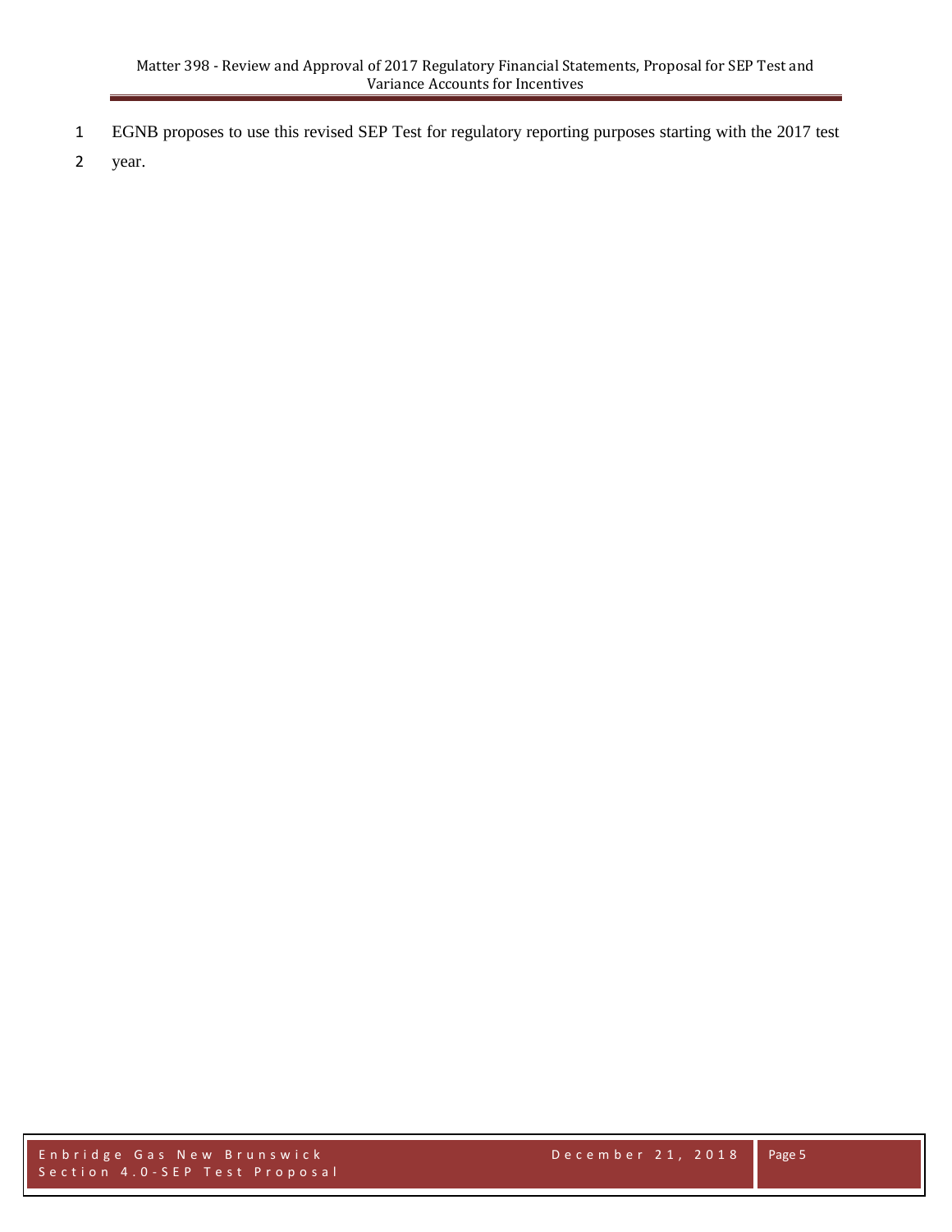EGNB proposes to use this revised SEP Test for regulatory reporting purposes starting with the 2017 test year.